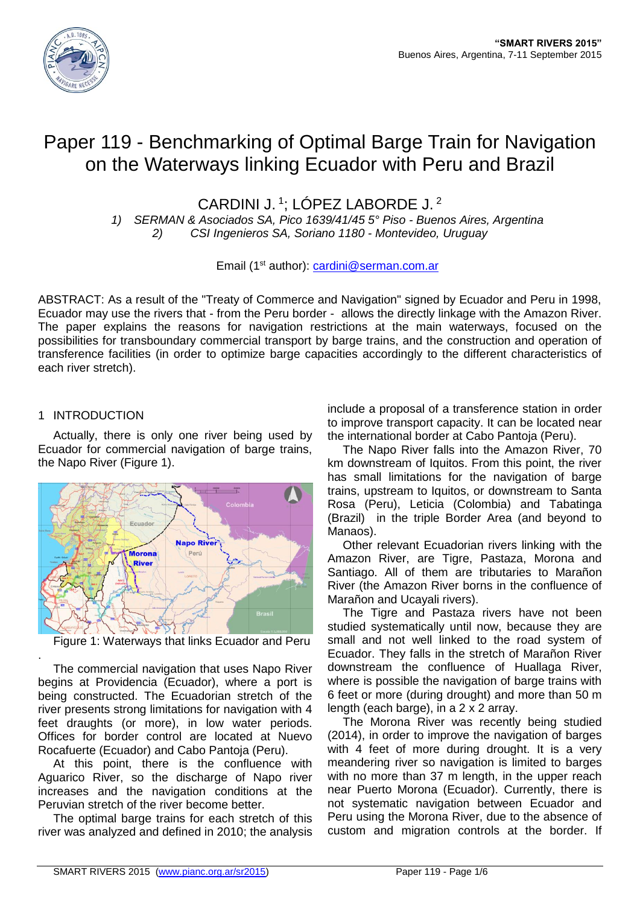# Paper 119 - Benchmarking of Optimal Barge Train for Navigation on the Waterways linking Ecuador with Peru and Brazil

CARDINI J. [1]; LÓPEZ LABORDE J. [2]

*1) SERMAN & Asociados SA, Pico 1639/41/45 5° Piso - Buenos Aires, Argentina*
*2) CSI Ingenieros SA, Soriano 1180 - Montevideo, Uruguay*

Email (1st author): cardini@serman.com.ar

ABSTRACT: As a result of the "Treaty of Commerce and Navigation" signed by Ecuador and Peru in 1998, Ecuador may use the rivers that - from the Peru border - allows the directly linkage with the Amazon River. The paper explains the reasons for navigation restrictions at the main waterways, focused on the possibilities for transboundary commercial transport by barge trains, and the construction and operation of transference facilities (in order to optimize barge capacities accordingly to the different characteristics of each river stretch).

## 1 INTRODUCTION

Actually, there is only one river being used by Ecuador for commercial navigation of barge trains, the Napo River (Figure 1).

Figure 1: Waterways that links Ecuador and Peru

The commercial navigation that uses Napo River begins at Providencia (Ecuador), where a port is being constructed. The Ecuadorian stretch of the river presents strong limitations for navigation with 4 feet draughts (or more), in low water periods. Offices for border control are located at Nuevo Rocafuerte (Ecuador) and Cabo Pantoja (Peru).

At this point, there is the confluence with Aguarico River, so the discharge of Napo river increases and the navigation conditions at the Peruvian stretch of the river become better.

The optimal barge trains for each stretch of this river was analyzed and defined in 2010; the analysis include a proposal of a transference station in order to improve transport capacity. It can be located near the international border at Cabo Pantoja (Peru).

The Napo River falls into the Amazon River, 70 km downstream of Iquitos. From this point, the river has small limitations for the navigation of barge trains, upstream to Iquitos, or downstream to Santa Rosa (Peru), Leticia (Colombia) and Tabatinga (Brazil) in the triple Border Area (and beyond to Manaos).

Other relevant Ecuadorian rivers linking with the Amazon River, are Tigre, Pastaza, Morona and Santiago. All of them are tributaries to Marañon River (the Amazon River borns in the confluence of Marañon and Ucayali rivers).

The Tigre and Pastaza rivers have not been studied systematically until now, because they are small and not well linked to the road system of Ecuador. They falls in the stretch of Marañon River downstream the confluence of Huallaga River, where is possible the navigation of barge trains with 6 feet or more (during drought) and more than 50 m length (each barge), in a 2 x 2 array.

The Morona River was recently being studied (2014), in order to improve the navigation of barges with 4 feet of more during drought. It is a very meandering river so navigation is limited to barges with no more than 37 m length, in the upper reach near Puerto Morona (Ecuador). Currently, there is not systematic navigation between Ecuador and Peru using the Morona River, due to the absence of custom and migration controls at the border. If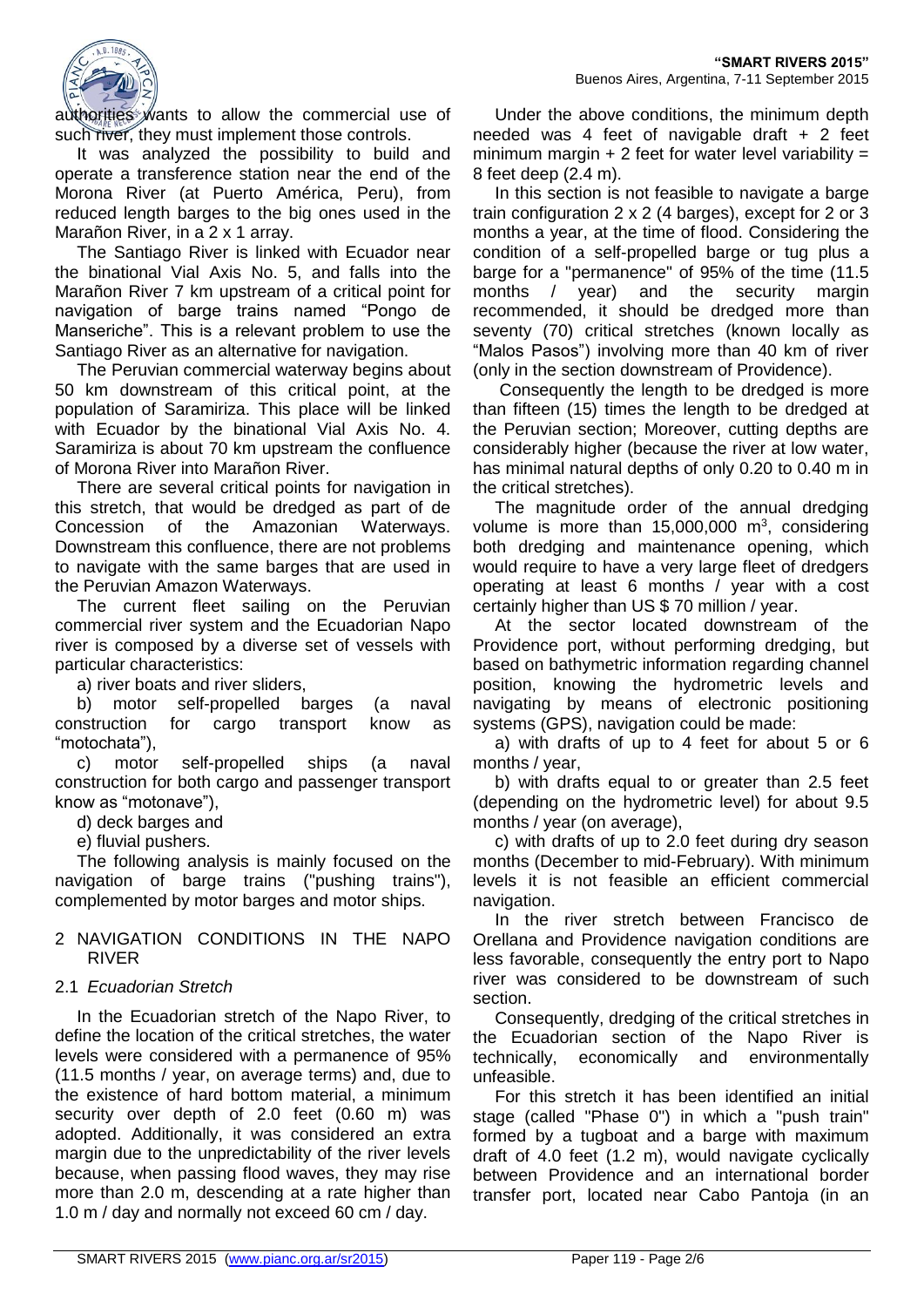authorities wants to allow the commercial use of such river, they must implement those controls.

It was analyzed the possibility to build and operate a transference station near the end of the Morona River (at Puerto América, Peru), from reduced length barges to the big ones used in the Marañon River, in a 2 x 1 array.

The Santiago River is linked with Ecuador near the binational Vial Axis No. 5, and falls into the Marañon River 7 km upstream of a critical point for navigation of barge trains named "Pongo de Manseriche". This is a relevant problem to use the Santiago River as an alternative for navigation.

The Peruvian commercial waterway begins about 50 km downstream of this critical point, at the population of Saramiriza. This place will be linked with Ecuador by the binational Vial Axis No. 4. Saramiriza is about 70 km upstream the confluence of Morona River into Marañon River.

There are several critical points for navigation in this stretch, that would be dredged as part of de Concession of the Amazonian Waterways. Downstream this confluence, there are not problems to navigate with the same barges that are used in the Peruvian Amazon Waterways.

The current fleet sailing on the Peruvian commercial river system and the Ecuadorian Napo river is composed by a diverse set of vessels with particular characteristics:

a) river boats and river sliders,

b) motor self-propelled barges (a naval construction for cargo transport know as "motochata"),

c) motor self-propelled ships (a naval construction for both cargo and passenger transport know as "motonave"),

d) deck barges and

e) fluvial pushers.

The following analysis is mainly focused on the navigation of barge trains ("pushing trains"), complemented by motor barges and motor ships.

## 2 NAVIGATION CONDITIONS IN THE NAPO RIVER

### 2.1 *Ecuadorian Stretch*

In the Ecuadorian stretch of the Napo River, to define the location of the critical stretches, the water levels were considered with a permanence of 95% (11.5 months / year, on average terms) and, due to the existence of hard bottom material, a minimum security over depth of 2.0 feet (0.60 m) was adopted. Additionally, it was considered an extra margin due to the unpredictability of the river levels because, when passing flood waves, they may rise more than 2.0 m, descending at a rate higher than 1.0 m / day and normally not exceed 60 cm / day.

Under the above conditions, the minimum depth needed was 4 feet of navigable draft + 2 feet minimum margin + 2 feet for water level variability = 8 feet deep (2.4 m).

In this section is not feasible to navigate a barge train configuration 2 x 2 (4 barges), except for 2 or 3 months a year, at the time of flood. Considering the condition of a self-propelled barge or tug plus a barge for a "permanence" of 95% of the time (11.5 months / year) and the security margin recommended, it should be dredged more than seventy (70) critical stretches (known locally as "Malos Pasos") involving more than 40 km of river (only in the section downstream of Providence).

Consequently the length to be dredged is more than fifteen (15) times the length to be dredged at the Peruvian section; Moreover, cutting depths are considerably higher (because the river at low water, has minimal natural depths of only 0.20 to 0.40 m in the critical stretches).

The magnitude order of the annual dredging volume is more than 15,000,000 $m^3$, considering both dredging and maintenance opening, which would require to have a very large fleet of dredgers operating at least 6 months / year with a cost certainly higher than US $ 70 million / year.

At the sector located downstream of the Providence port, without performing dredging, but based on bathymetric information regarding channel position, knowing the hydrometric levels and navigating by means of electronic positioning systems (GPS), navigation could be made:

a) with drafts of up to 4 feet for about 5 or 6 months / year,

b) with drafts equal to or greater than 2.5 feet (depending on the hydrometric level) for about 9.5 months / year (on average),

c) with drafts of up to 2.0 feet during dry season months (December to mid-February). With minimum levels it is not feasible an efficient commercial navigation.

In the river stretch between Francisco de Orellana and Providence navigation conditions are less favorable, consequently the entry port to Napo river was considered to be downstream of such section.

Consequently, dredging of the critical stretches in the Ecuadorian section of the Napo River is technically, economically and environmentally unfeasible.

For this stretch it has been identified an initial stage (called "Phase 0") in which a "push train" formed by a tugboat and a barge with maximum draft of 4.0 feet (1.2 m), would navigate cyclically between Providence and an international border transfer port, located near Cabo Pantoja (in an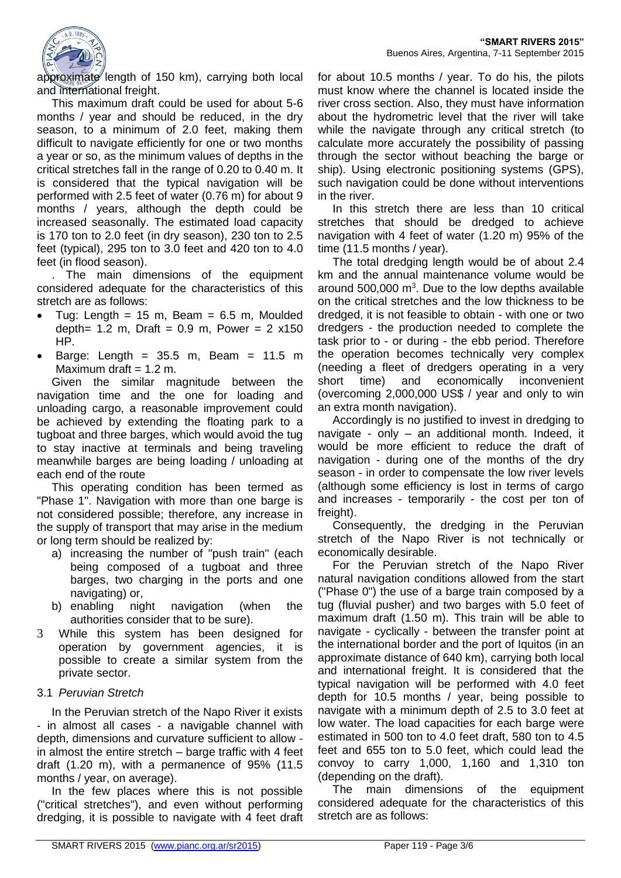approximate length of 150 km), carrying both local and international freight.

This maximum draft could be used for about 5-6 months / year and should be reduced, in the dry season, to a minimum of 2.0 feet, making them difficult to navigate efficiently for one or two months a year or so, as the minimum values of depths in the critical stretches fall in the range of 0.20 to 0.40 m. It is considered that the typical navigation will be performed with 2.5 feet of water (0.76 m) for about 9 months / years, although the depth could be increased seasonally. The estimated load capacity is 170 ton to 2.0 feet (in dry season), 230 ton to 2.5 feet (typical), 295 ton to 3.0 feet and 420 ton to 4.0 feet (in flood season).

. The main dimensions of the equipment considered adequate for the characteristics of this stretch are as follows:

- Tug: Length = 15 m, Beam = 6.5 m, Moulded depth= 1.2 m, Draft = 0.9 m, Power = 2 x150 HP.
- Barge: Length = 35.5 m, Beam = 11.5 m Maximum draft = 1.2 m.

Given the similar magnitude between the navigation time and the one for loading and unloading cargo, a reasonable improvement could be achieved by extending the floating park to a tugboat and three barges, which would avoid the tug to stay inactive at terminals and being traveling meanwhile barges are being loading / unloading at each end of the route

This operating condition has been termed as "Phase 1". Navigation with more than one barge is not considered possible; therefore, any increase in the supply of transport that may arise in the medium or long term should be realized by:

a) increasing the number of "push train" (each being composed of a tugboat and three barges, two charging in the ports and one navigating) or,
b) enabling night navigation (when the authorities consider that to be sure).

3 While this system has been designed for operation by government agencies, it is possible to create a similar system from the private sector.

## 3.1 *Peruvian Stretch*

In the Peruvian stretch of the Napo River it exists - in almost all cases - a navigable channel with depth, dimensions and curvature sufficient to allow - in almost the entire stretch – barge traffic with 4 feet draft (1.20 m), with a permanence of 95% (11.5 months / year, on average).

In the few places where this is not possible ("critical stretches"), and even without performing dredging, it is possible to navigate with 4 feet draft for about 10.5 months / year. To do his, the pilots must know where the channel is located inside the river cross section. Also, they must have information about the hydrometric level that the river will take while the navigate through any critical stretch (to calculate more accurately the possibility of passing through the sector without beaching the barge or ship). Using electronic positioning systems (GPS), such navigation could be done without interventions in the river.

In this stretch there are less than 10 critical stretches that should be dredged to achieve navigation with 4 feet of water (1.20 m) 95% of the time (11.5 months / year).

The total dredging length would be of about 2.4 km and the annual maintenance volume would be around 500,000 m$^3$. Due to the low depths available on the critical stretches and the low thickness to be dredged, it is not feasible to obtain - with one or two dredgers - the production needed to complete the task prior to - or during - the ebb period. Therefore the operation becomes technically very complex (needing a fleet of dredgers operating in a very short time) and economically inconvenient (overcoming 2,000,000 US$ / year and only to win an extra month navigation).

Accordingly is no justified to invest in dredging to navigate - only – an additional month. Indeed, it would be more efficient to reduce the draft of navigation - during one of the months of the dry season - in order to compensate the low river levels (although some efficiency is lost in terms of cargo and increases - temporarily - the cost per ton of freight).

Consequently, the dredging in the Peruvian stretch of the Napo River is not technically or economically desirable.

For the Peruvian stretch of the Napo River natural navigation conditions allowed from the start ("Phase 0") the use of a barge train composed by a tug (fluvial pusher) and two barges with 5.0 feet of maximum draft (1.50 m). This train will be able to navigate - cyclically - between the transfer point at the international border and the port of Iquitos (in an approximate distance of 640 km), carrying both local and international freight. It is considered that the typical navigation will be performed with 4.0 feet depth for 10.5 months / year, being possible to navigate with a minimum depth of 2.5 to 3.0 feet at low water. The load capacities for each barge were estimated in 500 ton to 4.0 feet draft, 580 ton to 4.5 feet and 655 ton to 5.0 feet, which could lead the convoy to carry 1,000, 1,160 and 1,310 ton (depending on the draft).

The main dimensions of the equipment considered adequate for the characteristics of this stretch are as follows: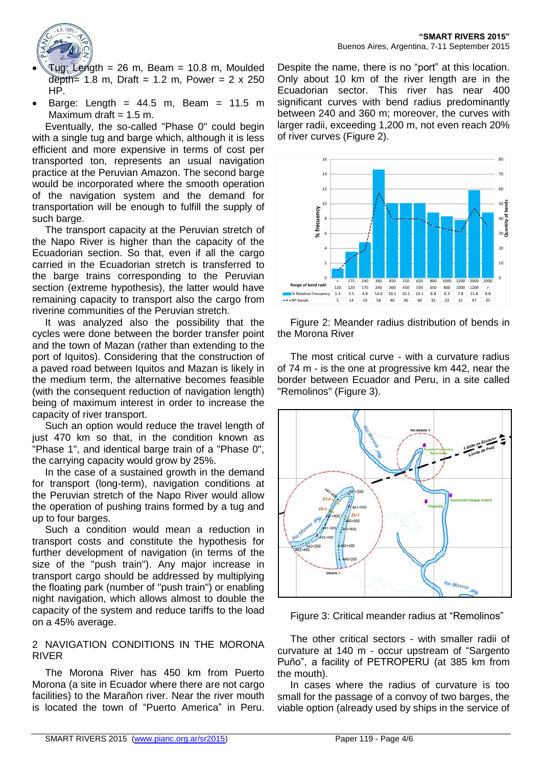- Tug: Length = 26 m, Beam = 10.8 m, Moulded depth= 1.8 m, Draft = 1.2 m, Power = 2 x 250 HP.
- Barge: Length = 44.5 m, Beam = 11.5 m Maximum draft = 1.5 m.

Eventually, the so-called "Phase 0" could begin with a single tug and barge which, although it is less efficient and more expensive in terms of cost per transported ton, represents an usual navigation practice at the Peruvian Amazon. The second barge would be incorporated where the smooth operation of the navigation system and the demand for transportation will be enough to fulfill the supply of such barge.

The transport capacity at the Peruvian stretch of the Napo River is higher than the capacity of the Ecuadorian section. So that, even if all the cargo carried in the Ecuadorian stretch is transferred to the barge trains corresponding to the Peruvian section (extreme hypothesis), the latter would have remaining capacity to transport also the cargo from riverine communities of the Peruvian stretch.

It was analyzed also the possibility that the cycles were done between the border transfer point and the town of Mazan (rather than extending to the port of Iquitos). Considering that the construction of a paved road between Iquitos and Mazan is likely in the medium term, the alternative becomes feasible (with the consequent reduction of navigation length) being of maximum interest in order to increase the capacity of river transport.

Such an option would reduce the travel length of just 470 km so that, in the condition known as "Phase 1", and identical barge train of a "Phase 0", the carrying capacity would grow by 25%.

In the case of a sustained growth in the demand for transport (long-term), navigation conditions at the Peruvian stretch of the Napo River would allow the operation of pushing trains formed by a tug and up to four barges.

Such a condition would mean a reduction in transport costs and constitute the hypothesis for further development of navigation (in terms of the size of the "push train"). Any major increase in transport cargo should be addressed by multiplying the floating park (number of "push train") or enabling night navigation, which allows almost to double the capacity of the system and reduce tariffs to the load on a 45% average.

## 2 NAVIGATION CONDITIONS IN THE MORONA RIVER

The Morona River has 450 km from Puerto Morona (a site in Ecuador where there are not cargo facilities) to the Marañon river. Near the river mouth is located the town of "Puerto America" in Peru. Despite the name, there is no "port" at this location. Only about 10 km of the river length are in the Ecuadorian sector. This river has near 400 significant curves with bend radius predominantly between 240 and 360 m; moreover, the curves with larger radii, exceeding 1,200 m, not even reach 20% of river curves (Figure 2).

| Range of bend radii | < 120 | 120 175 | 175 240 | 240 360 | 360 450 | 450 550 | 550 650 | 650 800 | 800 1000 | 1000 1200 | 1200 2000 | > 2000 |
|---|---|---|---|---|---|---|---|---|---|---|---|---|
| % Relative Frequency | 1.3 | 3.5 | 4.8 | 14.6 | 10.1 | 10.1 | 10.1 | 8.8 | 8.3 | 7.8 | 11.8 | 8.8 |
| Nº bends | 5 | 14 | 19 | 58 | 40 | 40 | 40 | 35 | 33 | 31 | 47 | 35 |

Figure 2: Meander radius distribution of bends in the Morona River

The most critical curve - with a curvature radius of 74 m - is the one at progressive km 442, near the border between Ecuador and Peru, in a site called "Remolinos" (Figure 3).

Figure 3: Critical meander radius at "Remolinos"

The other critical sectors - with smaller radii of curvature at 140 m - occur upstream of "Sargento Puño", a facility of PETROPERU (at 385 km from the mouth).

In cases where the radius of curvature is too small for the passage of a convoy of two barges, the viable option (already used by ships in the service of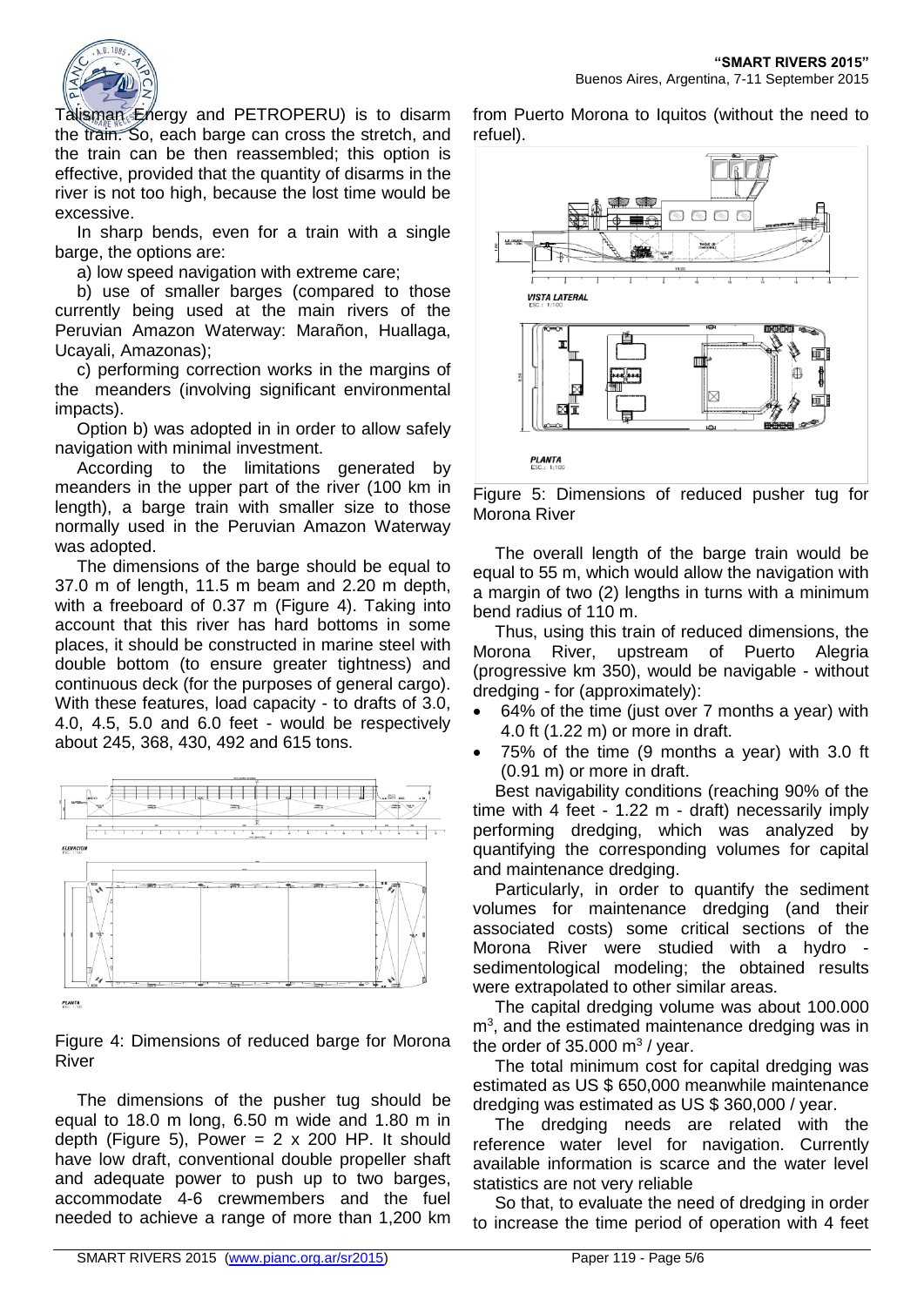Talisman Energy and PETROPERU) is to disarm the train. So, each barge can cross the stretch, and the train can be then reassembled; this option is effective, provided that the quantity of disarms in the river is not too high, because the lost time would be excessive.

In sharp bends, even for a train with a single barge, the options are:

a) low speed navigation with extreme care;

b) use of smaller barges (compared to those currently being used at the main rivers of the Peruvian Amazon Waterway: Marañon, Huallaga, Ucayali, Amazonas);

c) performing correction works in the margins of the meanders (involving significant environmental impacts).

Option b) was adopted in in order to allow safely navigation with minimal investment.

According to the limitations generated by meanders in the upper part of the river (100 km in length), a barge train with smaller size to those normally used in the Peruvian Amazon Waterway was adopted.

The dimensions of the barge should be equal to 37.0 m of length, 11.5 m beam and 2.20 m depth, with a freeboard of 0.37 m (Figure 4). Taking into account that this river has hard bottoms in some places, it should be constructed in marine steel with double bottom (to ensure greater tightness) and continuous deck (for the purposes of general cargo). With these features, load capacity - to drafts of 3.0, 4.0, 4.5, 5.0 and 6.0 feet - would be respectively about 245, 368, 430, 492 and 615 tons.

Figure 4: Dimensions of reduced barge for Morona River

The dimensions of the pusher tug should be equal to 18.0 m long, 6.50 m wide and 1.80 m in depth (Figure 5), Power = 2 x 200 HP. It should have low draft, conventional double propeller shaft and adequate power to push up to two barges, accommodate 4-6 crewmembers and the fuel needed to achieve a range of more than 1,200 km from Puerto Morona to Iquitos (without the need to refuel).

Figure 5: Dimensions of reduced pusher tug for Morona River

The overall length of the barge train would be equal to 55 m, which would allow the navigation with a margin of two (2) lengths in turns with a minimum bend radius of 110 m.

Thus, using this train of reduced dimensions, the Morona River, upstream of Puerto Alegria (progressive km 350), would be navigable - without dredging - for (approximately):

- 64% of the time (just over 7 months a year) with 4.0 ft (1.22 m) or more in draft.
- 75% of the time (9 months a year) with 3.0 ft (0.91 m) or more in draft.

Best navigability conditions (reaching 90% of the time with 4 feet - 1.22 m - draft) necessarily imply performing dredging, which was analyzed by quantifying the corresponding volumes for capital and maintenance dredging.

Particularly, in order to quantify the sediment volumes for maintenance dredging (and their associated costs) some critical sections of the Morona River were studied with a hydro - sedimentological modeling; the obtained results were extrapolated to other similar areas.

The capital dredging volume was about 100.000 m$^3$, and the estimated maintenance dredging was in the order of 35.000 m$^3$ / year.

The total minimum cost for capital dredging was estimated as US $ 650,000 meanwhile maintenance dredging was estimated as US $ 360,000 / year.

The dredging needs are related with the reference water level for navigation. Currently available information is scarce and the water level statistics are not very reliable

So that, to evaluate the need of dredging in order to increase the time period of operation with 4 feet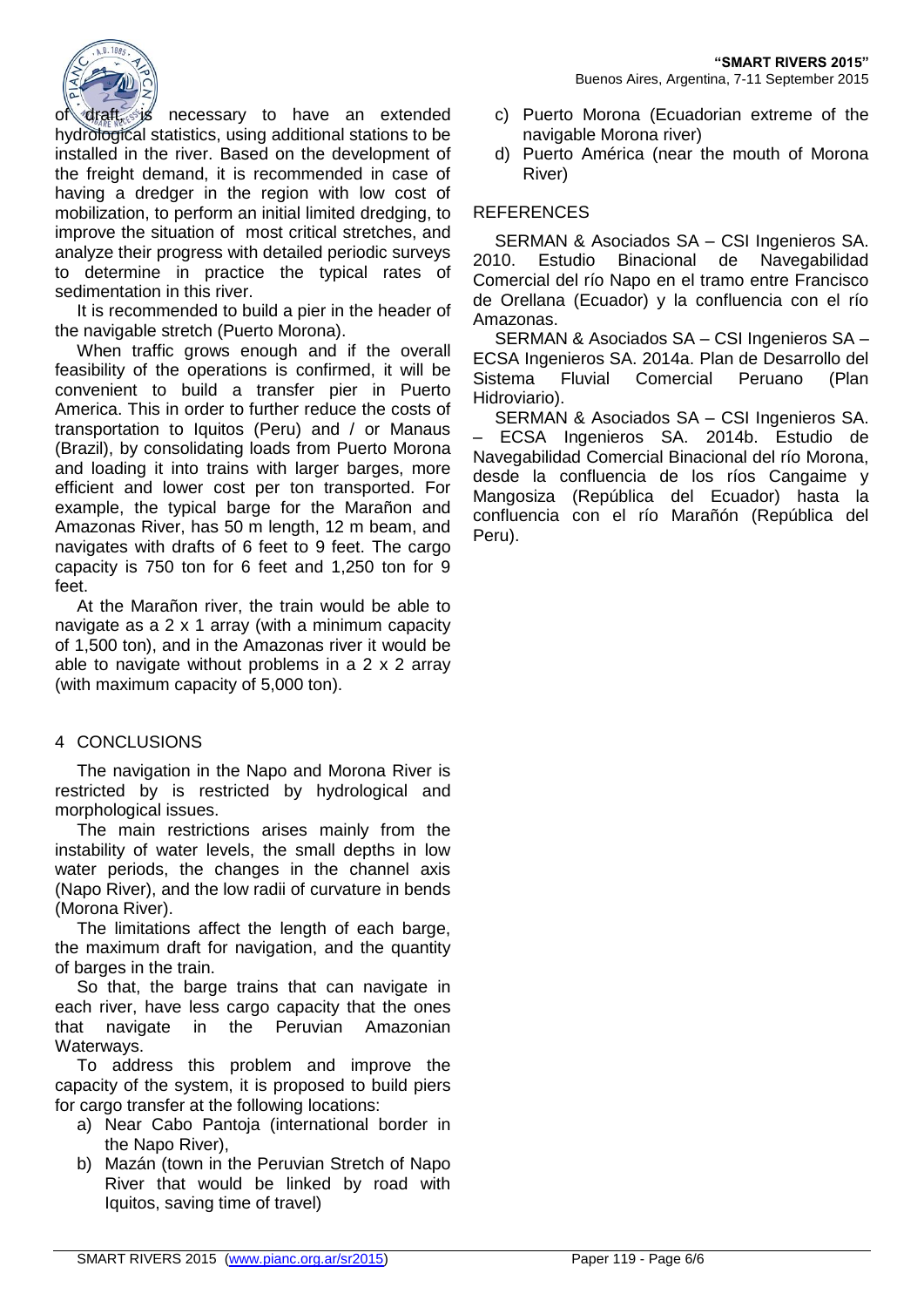of draft, is necessary to have an extended hydrological statistics, using additional stations to be installed in the river. Based on the development of the freight demand, it is recommended in case of having a dredger in the region with low cost of mobilization, to perform an initial limited dredging, to improve the situation of most critical stretches, and analyze their progress with detailed periodic surveys to determine in practice the typical rates of sedimentation in this river.

It is recommended to build a pier in the header of the navigable stretch (Puerto Morona).

When traffic grows enough and if the overall feasibility of the operations is confirmed, it will be convenient to build a transfer pier in Puerto America. This in order to further reduce the costs of transportation to Iquitos (Peru) and / or Manaus (Brazil), by consolidating loads from Puerto Morona and loading it into trains with larger barges, more efficient and lower cost per ton transported. For example, the typical barge for the Marañon and Amazonas River, has 50 m length, 12 m beam, and navigates with drafts of 6 feet to 9 feet. The cargo capacity is 750 ton for 6 feet and 1,250 ton for 9 feet.

At the Marañon river, the train would be able to navigate as a 2 x 1 array (with a minimum capacity of 1,500 ton), and in the Amazonas river it would be able to navigate without problems in a 2 x 2 array (with maximum capacity of 5,000 ton).

## 4 CONCLUSIONS

The navigation in the Napo and Morona River is restricted by is restricted by hydrological and morphological issues.

The main restrictions arises mainly from the instability of water levels, the small depths in low water periods, the changes in the channel axis (Napo River), and the low radii of curvature in bends (Morona River).

The limitations affect the length of each barge, the maximum draft for navigation, and the quantity of barges in the train.

So that, the barge trains that can navigate in each river, have less cargo capacity that the ones that navigate in the Peruvian Amazonian Waterways.

To address this problem and improve the capacity of the system, it is proposed to build piers for cargo transfer at the following locations:

a) Near Cabo Pantoja (international border in the Napo River),
b) Mazán (town in the Peruvian Stretch of Napo River that would be linked by road with Iquitos, saving time of travel)
c) Puerto Morona (Ecuadorian extreme of the navigable Morona river)
d) Puerto América (near the mouth of Morona River)

## REFERENCES

SERMAN & Asociados SA – CSI Ingenieros SA. 2010. Estudio Binacional de Navegabilidad Comercial del río Napo en el tramo entre Francisco de Orellana (Ecuador) y la confluencia con el río Amazonas.

SERMAN & Asociados SA – CSI Ingenieros SA – ECSA Ingenieros SA. 2014a. Plan de Desarrollo del Sistema Fluvial Comercial Peruano (Plan Hidroviario).

SERMAN & Asociados SA – CSI Ingenieros SA. – ECSA Ingenieros SA. 2014b. Estudio de Navegabilidad Comercial Binacional del río Morona, desde la confluencia de los ríos Cangaime y Mangosiza (República del Ecuador) hasta la confluencia con el río Marañón (República del Peru).